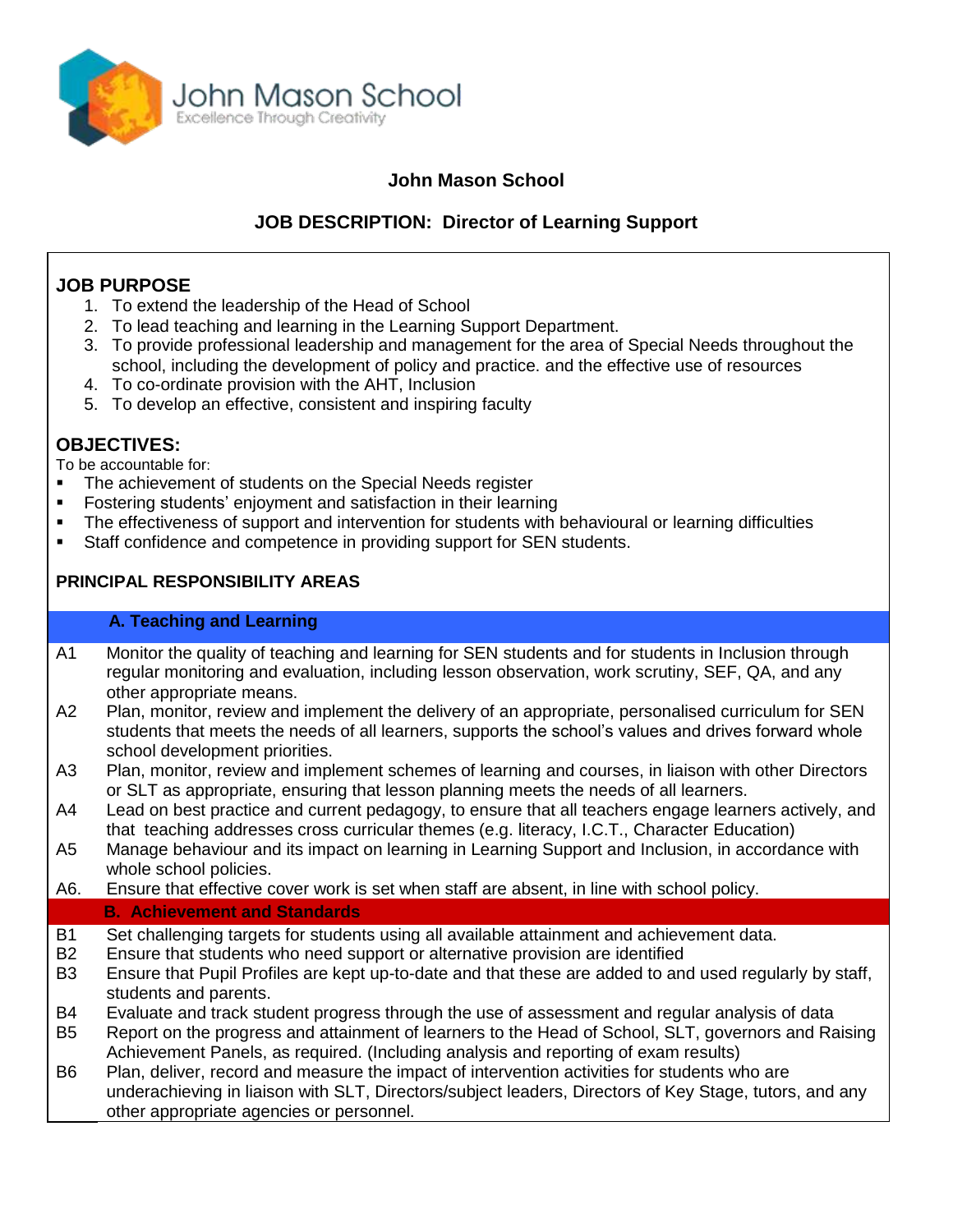John Mason School
Excellence Through Creativity

# John Mason School

## JOB DESCRIPTION: Director of Learning Support

### JOB PURPOSE

1. To extend the leadership of the Head of School
2. To lead teaching and learning in the Learning Support Department.
3. To provide professional leadership and management for the area of Special Needs throughout the school, including the development of policy and practice. and the effective use of resources
4. To co-ordinate provision with the AHT, Inclusion
5. To develop an effective, consistent and inspiring faculty

### OBJECTIVES:

To be accountable for:

- The achievement of students on the Special Needs register
- Fostering students' enjoyment and satisfaction in their learning
- The effectiveness of support and intervention for students with behavioural or learning difficulties
- Staff confidence and competence in providing support for SEN students.

### PRINCIPAL RESPONSIBILITY AREAS

| | |
|---|---|
| | **A. Teaching and Learning** |
| A1 | Monitor the quality of teaching and learning for SEN students and for students in Inclusion through regular monitoring and evaluation, including lesson observation, work scrutiny, SEF, QA, and any other appropriate means. |
| A2 | Plan, monitor, review and implement the delivery of an appropriate, personalised curriculum for SEN students that meets the needs of all learners, supports the school's values and drives forward whole school development priorities. |
| A3 | Plan, monitor, review and implement schemes of learning and courses, in liaison with other Directors or SLT as appropriate, ensuring that lesson planning meets the needs of all learners. |
| A4 | Lead on best practice and current pedagogy, to ensure that all teachers engage learners actively, and that teaching addresses cross curricular themes (e.g. literacy, I.C.T., Character Education) |
| A5 | Manage behaviour and its impact on learning in Learning Support and Inclusion, in accordance with whole school policies. |
| A6. | Ensure that effective cover work is set when staff are absent, in line with school policy. |
| | **B. Achievement and Standards** |
| B1 | Set challenging targets for students using all available attainment and achievement data. |
| B2 | Ensure that students who need support or alternative provision are identified |
| B3 | Ensure that Pupil Profiles are kept up-to-date and that these are added to and used regularly by staff, students and parents. |
| B4 | Evaluate and track student progress through the use of assessment and regular analysis of data |
| B5 | Report on the progress and attainment of learners to the Head of School, SLT, governors and Raising Achievement Panels, as required. (Including analysis and reporting of exam results) |
| B6 | Plan, deliver, record and measure the impact of intervention activities for students who are underachieving in liaison with SLT, Directors/subject leaders, Directors of Key Stage, tutors, and any other appropriate agencies or personnel. |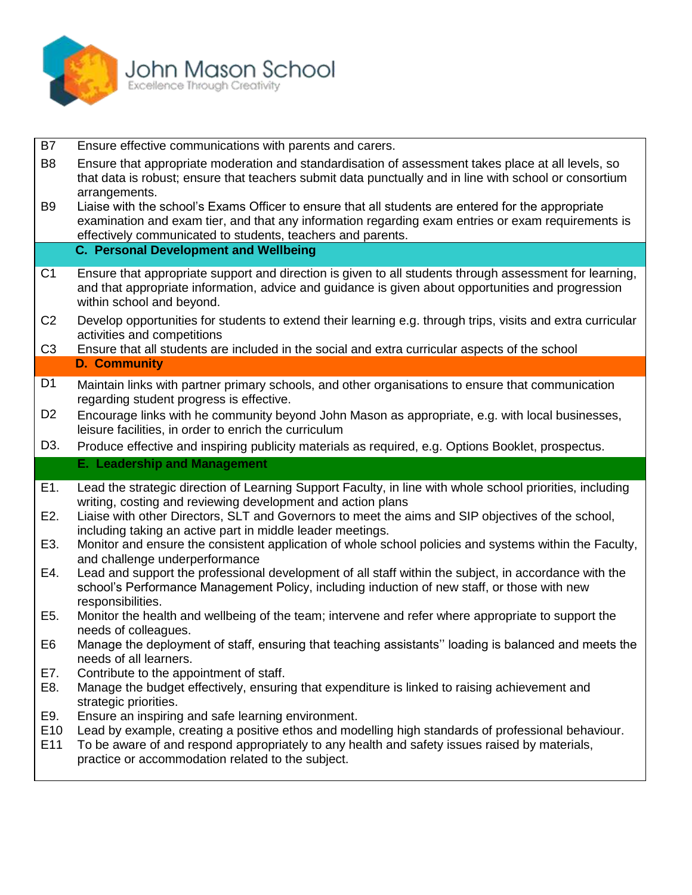| | |
|---|---|
| B7 | Ensure effective communications with parents and carers. |
| B8 | Ensure that appropriate moderation and standardisation of assessment takes place at all levels, so that data is robust; ensure that teachers submit data punctually and in line with school or consortium arrangements. |
| B9 | Liaise with the school's Exams Officer to ensure that all students are entered for the appropriate examination and exam tier, and that any information regarding exam entries or exam requirements is effectively communicated to students, teachers and parents. |
| | **C. Personal Development and Wellbeing** |
| C1 | Ensure that appropriate support and direction is given to all students through assessment for learning, and that appropriate information, advice and guidance is given about opportunities and progression within school and beyond. |
| C2 | Develop opportunities for students to extend their learning e.g. through trips, visits and extra curricular activities and competitions |
| C3 | Ensure that all students are included in the social and extra curricular aspects of the school |
| | **D. Community** |
| D1 | Maintain links with partner primary schools, and other organisations to ensure that communication regarding student progress is effective. |
| D2 | Encourage links with he community beyond John Mason as appropriate, e.g. with local businesses, leisure facilities, in order to enrich the curriculum |
| D3. | Produce effective and inspiring publicity materials as required, e.g. Options Booklet, prospectus. |
| | **E. Leadership and Management** |
| E1. | Lead the strategic direction of Learning Support Faculty, in line with whole school priorities, including writing, costing and reviewing development and action plans |
| E2. | Liaise with other Directors, SLT and Governors to meet the aims and SIP objectives of the school, including taking an active part in middle leader meetings. |
| E3. | Monitor and ensure the consistent application of whole school policies and systems within the Faculty, and challenge underperformance |
| E4. | Lead and support the professional development of all staff within the subject, in accordance with the school's Performance Management Policy, including induction of new staff, or those with new responsibilities. |
| E5. | Monitor the health and wellbeing of the team; intervene and refer where appropriate to support the needs of colleagues. |
| E6 | Manage the deployment of staff, ensuring that teaching assistants'' loading is balanced and meets the needs of all learners. |
| E7. | Contribute to the appointment of staff. |
| E8. | Manage the budget effectively, ensuring that expenditure is linked to raising achievement and strategic priorities. |
| E9. | Ensure an inspiring and safe learning environment. |
| E10 | Lead by example, creating a positive ethos and modelling high standards of professional behaviour. |
| E11 | To be aware of and respond appropriately to any health and safety issues raised by materials, practice or accommodation related to the subject. |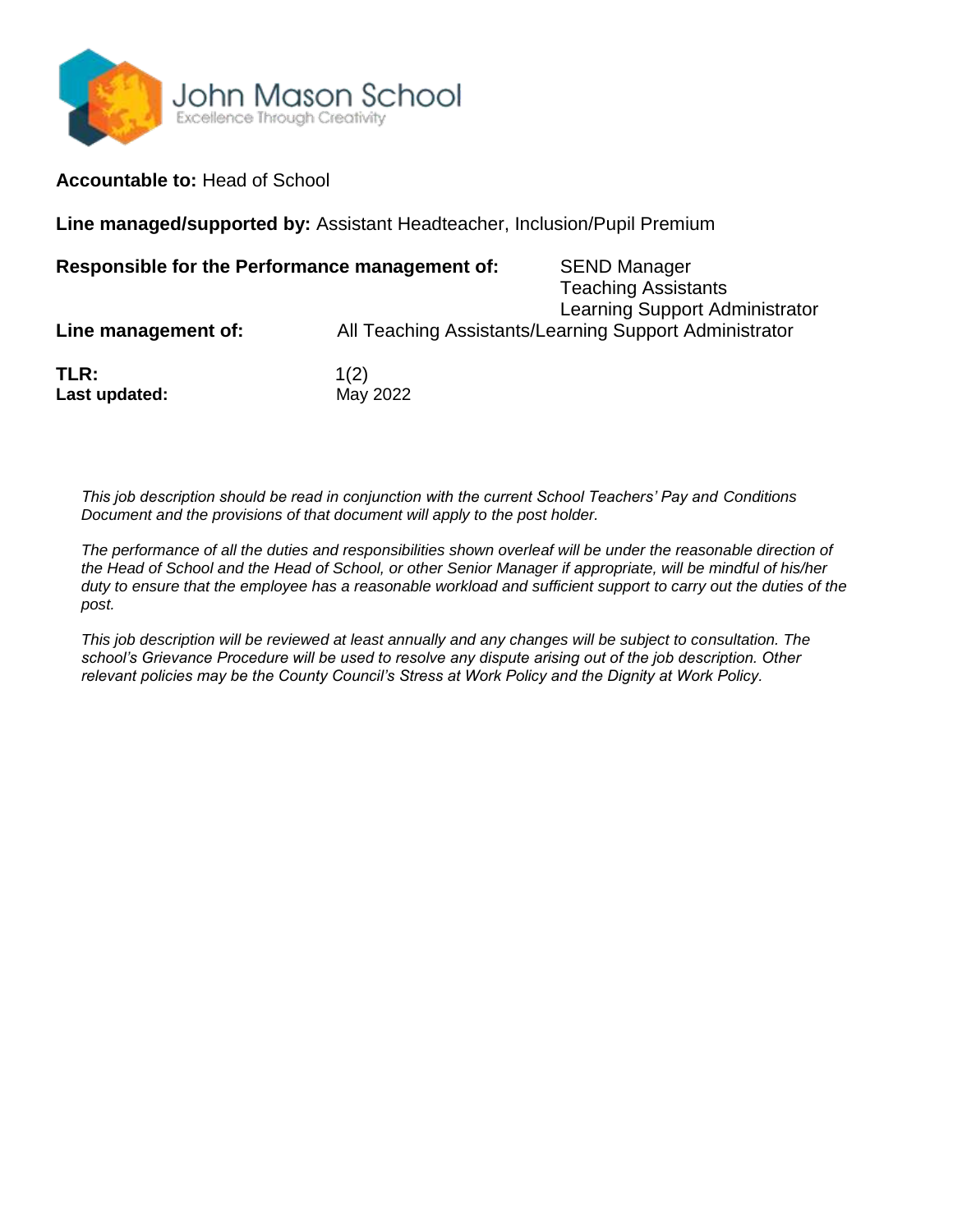**Accountable to:** Head of School

**Line managed/supported by:** Assistant Headteacher, Inclusion/Pupil Premium

**Responsible for the Performance management of:** SEND Manager
Teaching Assistants
Learning Support Administrator

**Line management of:** All Teaching Assistants/Learning Support Administrator

**TLR:** 1(2)
**Last updated:** May 2022

*This job description should be read in conjunction with the current School Teachers' Pay and Conditions Document and the provisions of that document will apply to the post holder.*

*The performance of all the duties and responsibilities shown overleaf will be under the reasonable direction of the Head of School and the Head of School, or other Senior Manager if appropriate, will be mindful of his/her duty to ensure that the employee has a reasonable workload and sufficient support to carry out the duties of the post.*

*This job description will be reviewed at least annually and any changes will be subject to consultation. The school's Grievance Procedure will be used to resolve any dispute arising out of the job description. Other relevant policies may be the County Council's Stress at Work Policy and the Dignity at Work Policy.*